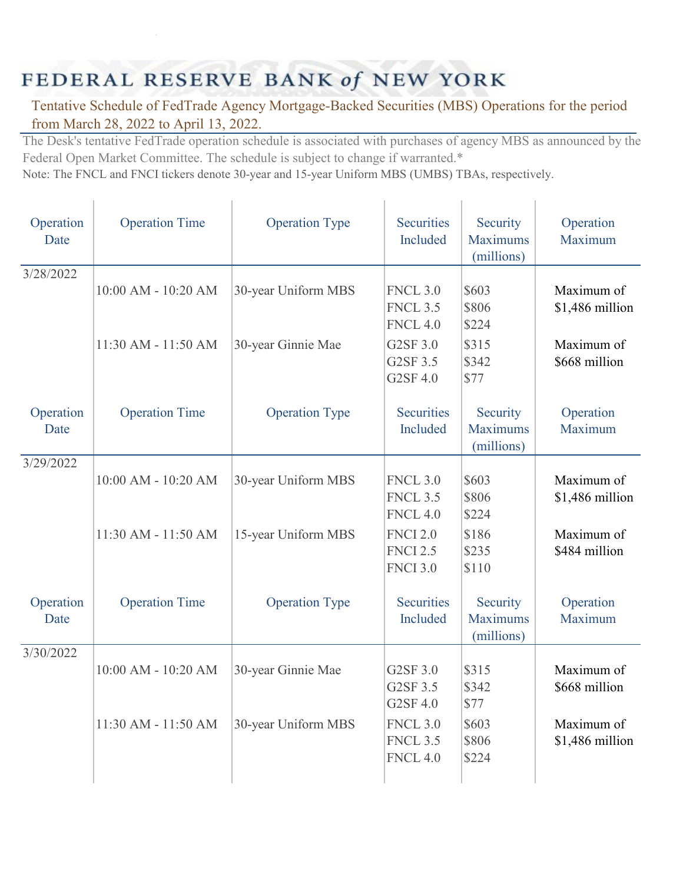# FEDERAL RESERVE BANK of NEW YORK

Tentative Schedule of FedTrade Agency Mortgage-Backed Securities (MBS) Operations for the period from March 28, 2022 to April 13, 2022.

The Desk's tentative FedTrade operation schedule is associated with purchases of agency MBS as announced by the Federal Open Market Committee. The schedule is subject to change if warranted.*

Note: The FNCL and FNCI tickers denote 30-year and 15-year Uniform MBS (UMBS) TBAs, respectively.

| Operation Date | Operation Time | Operation Type | Securities Included | Security Maximums (millions) | Operation Maximum |
|---|---|---|---|---|---|
| 3/28/2022 | | | | | |
| | 10:00 AM - 10:20 AM | 30-year Uniform MBS | FNCL 3.0<br>FNCL 3.5<br>FNCL 4.0 | $603<br>$806<br>$224 | Maximum of $1,486 million |
| | 11:30 AM - 11:50 AM | 30-year Ginnie Mae | G2SF 3.0<br>G2SF 3.5<br>G2SF 4.0 | $315<br>$342<br>$77 | Maximum of $668 million |

| Operation Date | Operation Time | Operation Type | Securities Included | Security Maximums (millions) | Operation Maximum |
|---|---|---|---|---|---|
| 3/29/2022 | | | | | |
| | 10:00 AM - 10:20 AM | 30-year Uniform MBS | FNCL 3.0<br>FNCL 3.5<br>FNCL 4.0 | $603<br>$806<br>$224 | Maximum of $1,486 million |
| | 11:30 AM - 11:50 AM | 15-year Uniform MBS | FNCI 2.0<br>FNCI 2.5<br>FNCI 3.0 | $186<br>$235<br>$110 | Maximum of $484 million |

| Operation Date | Operation Time | Operation Type | Securities Included | Security Maximums (millions) | Operation Maximum |
|---|---|---|---|---|---|
| 3/30/2022 | | | | | |
| | 10:00 AM - 10:20 AM | 30-year Ginnie Mae | G2SF 3.0<br>G2SF 3.5<br>G2SF 4.0 | $315<br>$342<br>$77 | Maximum of $668 million |
| | 11:30 AM - 11:50 AM | 30-year Uniform MBS | FNCL 3.0<br>FNCL 3.5<br>FNCL 4.0 | $603<br>$806<br>$224 | Maximum of $1,486 million |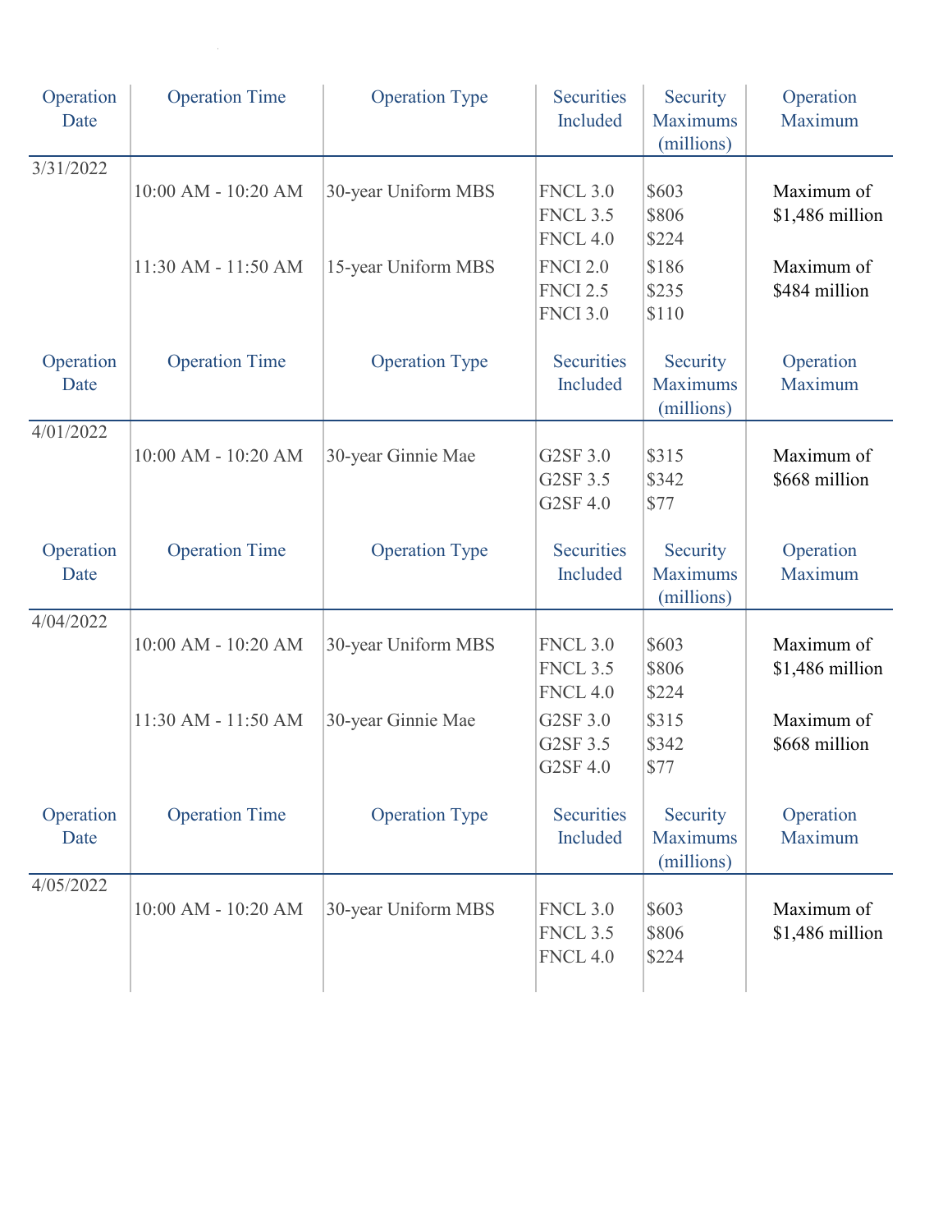| Operation Date | Operation Time | Operation Type | Securities Included | Security Maximums (millions) | Operation Maximum |
|---|---|---|---|---|---|
| 3/31/2022 | 10:00 AM - 10:20 AM | 30-year Uniform MBS | FNCL 3.0<br>FNCL 3.5<br>FNCL 4.0 | $603<br>$806<br>$224 | Maximum of $1,486 million |
| | 11:30 AM - 11:50 AM | 15-year Uniform MBS | FNCI 2.0<br>FNCI 2.5<br>FNCI 3.0 | $186<br>$235<br>$110 | Maximum of $484 million |
| 4/01/2022 | 10:00 AM - 10:20 AM | 30-year Ginnie Mae | G2SF 3.0<br>G2SF 3.5<br>G2SF 4.0 | $315<br>$342<br>$77 | Maximum of $668 million |
| 4/04/2022 | 10:00 AM - 10:20 AM | 30-year Uniform MBS | FNCL 3.0<br>FNCL 3.5<br>FNCL 4.0 | $603<br>$806<br>$224 | Maximum of $1,486 million |
| | 11:30 AM - 11:50 AM | 30-year Ginnie Mae | G2SF 3.0<br>G2SF 3.5<br>G2SF 4.0 | $315<br>$342<br>$77 | Maximum of $668 million |
| 4/05/2022 | 10:00 AM - 10:20 AM | 30-year Uniform MBS | FNCL 3.0<br>FNCL 3.5<br>FNCL 4.0 | $603<br>$806<br>$224 | Maximum of $1,486 million |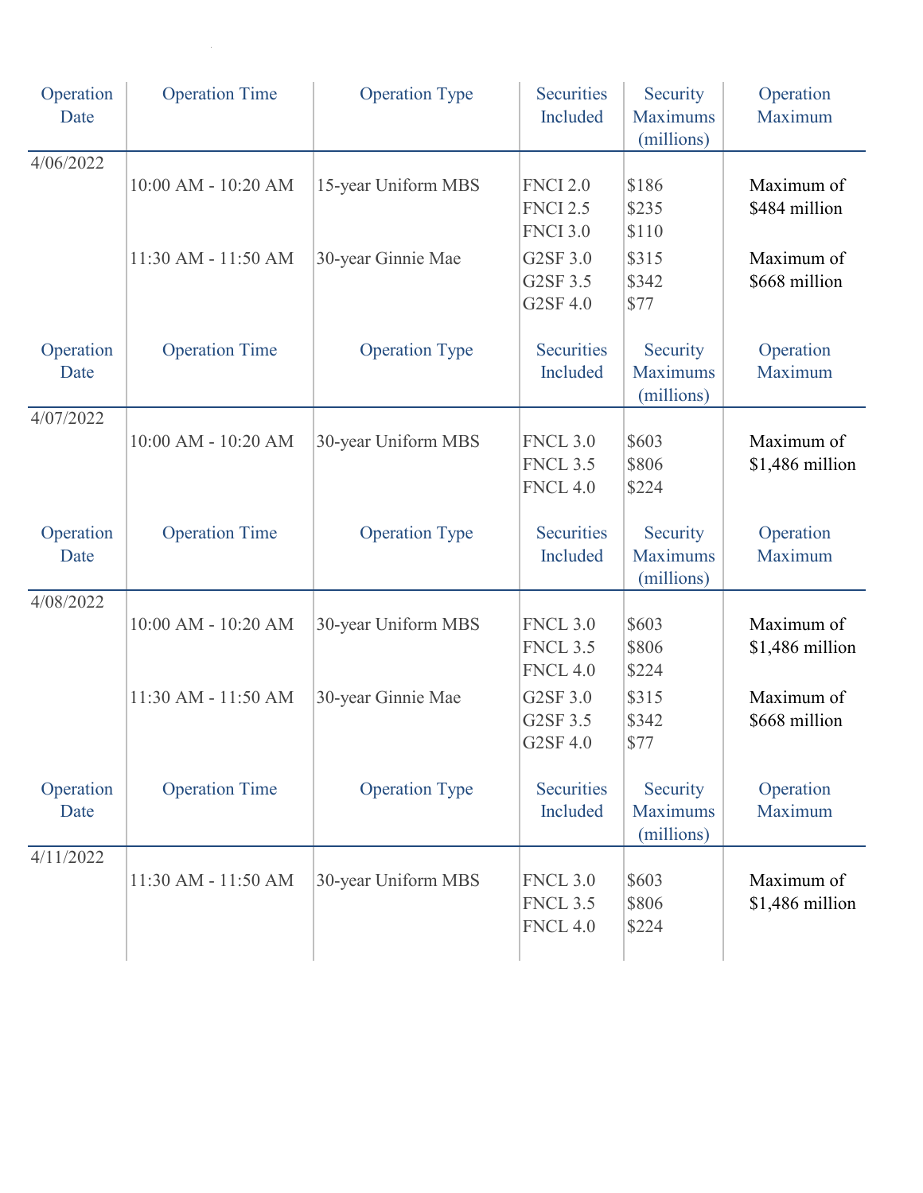| Operation Date | Operation Time | Operation Type | Securities Included | Security Maximums (millions) | Operation Maximum |
|---|---|---|---|---|---|
| 4/06/2022 | 10:00 AM - 10:20 AM | 15-year Uniform MBS | FNCI 2.0<br>FNCI 2.5<br>FNCI 3.0 | $186<br>$235<br>$110 | Maximum of $484 million |
| | 11:30 AM - 11:50 AM | 30-year Ginnie Mae | G2SF 3.0<br>G2SF 3.5<br>G2SF 4.0 | $315<br>$342<br>$77 | Maximum of $668 million |
| 4/07/2022 | 10:00 AM - 10:20 AM | 30-year Uniform MBS | FNCL 3.0<br>FNCL 3.5<br>FNCL 4.0 | $603<br>$806<br>$224 | Maximum of $1,486 million |
| 4/08/2022 | 10:00 AM - 10:20 AM | 30-year Uniform MBS | FNCL 3.0<br>FNCL 3.5<br>FNCL 4.0 | $603<br>$806<br>$224 | Maximum of $1,486 million |
| | 11:30 AM - 11:50 AM | 30-year Ginnie Mae | G2SF 3.0<br>G2SF 3.5<br>G2SF 4.0 | $315<br>$342<br>$77 | Maximum of $668 million |
| 4/11/2022 | 11:30 AM - 11:50 AM | 30-year Uniform MBS | FNCL 3.0<br>FNCL 3.5<br>FNCL 4.0 | $603<br>$806<br>$224 | Maximum of $1,486 million |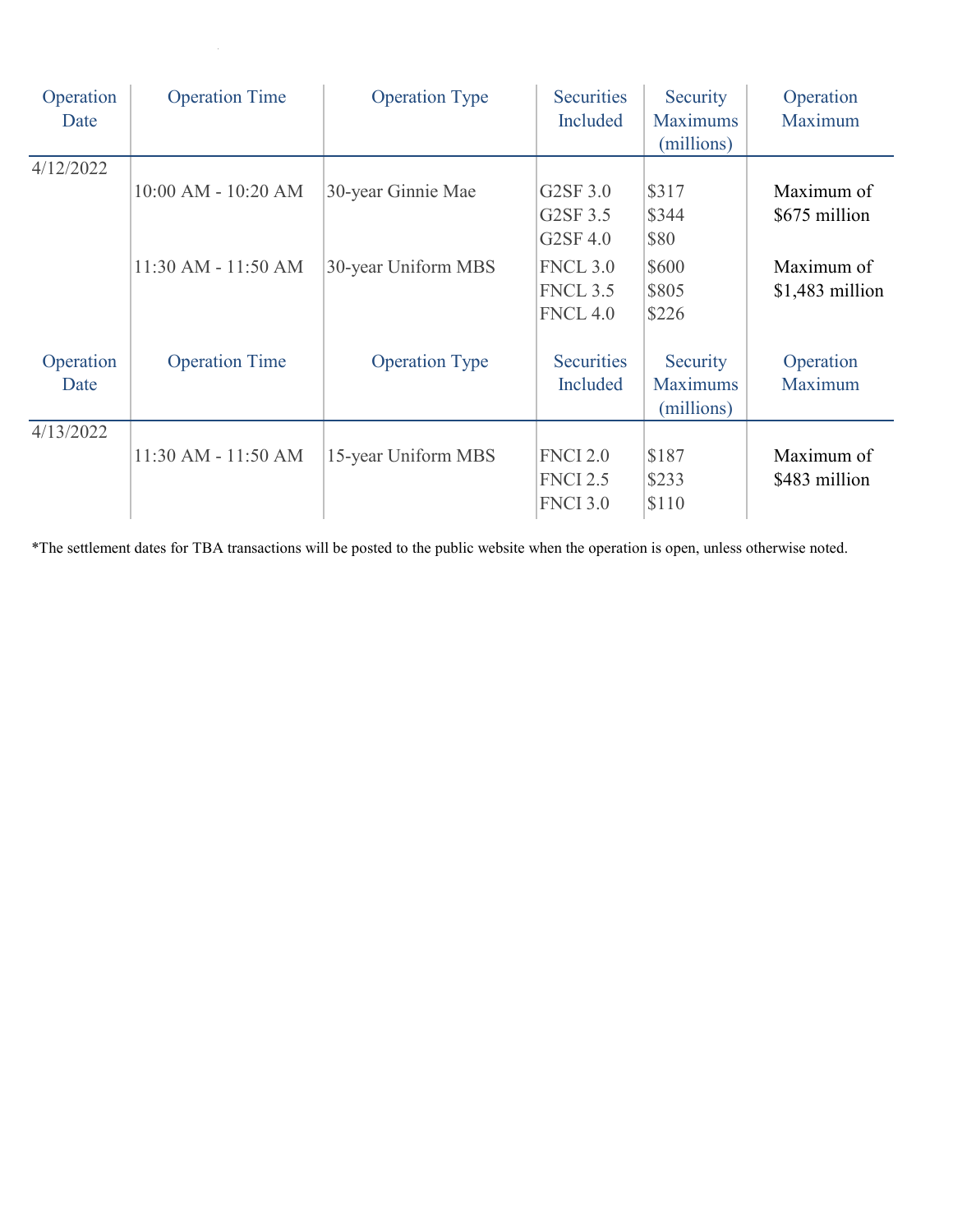| Operation Date | Operation Time | Operation Type | Securities Included | Security Maximums (millions) | Operation Maximum |
|---|---|---|---|---|---|
| 4/12/2022 | | | | | |
| | 10:00 AM - 10:20 AM | 30-year Ginnie Mae | G2SF 3.0<br>G2SF 3.5<br>G2SF 4.0 | $317<br>$344<br>$80 | Maximum of $675 million |
| | 11:30 AM - 11:50 AM | 30-year Uniform MBS | FNCL 3.0<br>FNCL 3.5<br>FNCL 4.0 | $600<br>$805<br>$226 | Maximum of $1,483 million |

| Operation Date | Operation Time | Operation Type | Securities Included | Security Maximums (millions) | Operation Maximum |
|---|---|---|---|---|---|
| 4/13/2022 | | | | | |
| | 11:30 AM - 11:50 AM | 15-year Uniform MBS | FNCI 2.0<br>FNCI 2.5<br>FNCI 3.0 | $187<br>$233<br>$110 | Maximum of $483 million |

*The settlement dates for TBA transactions will be posted to the public website when the operation is open, unless otherwise noted.